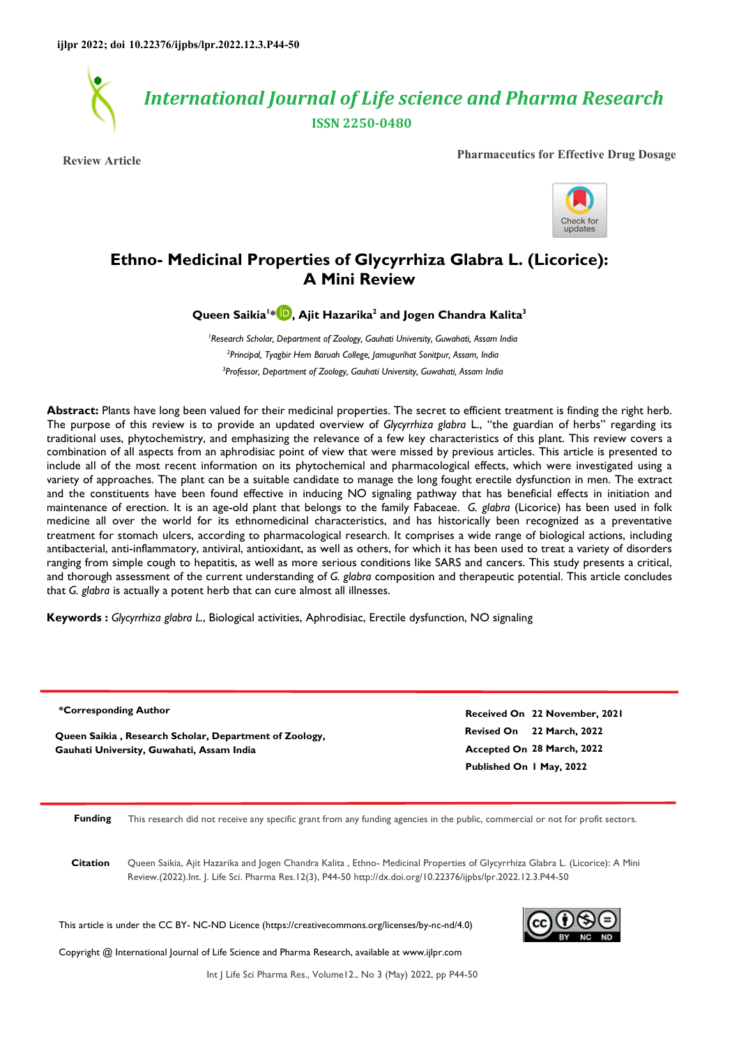ijlpr 2022; doi 10.22376/ijpbs/lpr.2022.12.3.P44-50

*International Journal of Life science and Pharma Research*

**ISSN 2250-0480**

**Review Article**

**Pharmaceutics for Effective Drug Dosage**

# Ethno- Medicinal Properties of Glycyrrhiza Glabra L. (Licorice): A Mini Review

**Queen Saikia[1]\*, Ajit Hazarika[2] and Jogen Chandra Kalita[3]**

*[1]Research Scholar, Department of Zoology, Gauhati University, Guwahati, Assam India*
*[2]Principal, Tyagbir Hem Baruah College, Jamugurihat Sonitpur, Assam, India*
*[3]Professor, Department of Zoology, Gauhati University, Guwahati, Assam India*

**Abstract:** Plants have long been valued for their medicinal properties. The secret to efficient treatment is finding the right herb. The purpose of this review is to provide an updated overview of *Glycyrrhiza glabra* L., "the guardian of herbs" regarding its traditional uses, phytochemistry, and emphasizing the relevance of a few key characteristics of this plant. This review covers a combination of all aspects from an aphrodisiac point of view that were missed by previous articles. This article is presented to include all of the most recent information on its phytochemical and pharmacological effects, which were investigated using a variety of approaches. The plant can be a suitable candidate to manage the long fought erectile dysfunction in men. The extract and the constituents have been found effective in inducing NO signaling pathway that has beneficial effects in initiation and maintenance of erection. It is an age-old plant that belongs to the family Fabaceae. *G. glabra* (Licorice) has been used in folk medicine all over the world for its ethnomedicinal characteristics, and has historically been recognized as a preventative treatment for stomach ulcers, according to pharmacological research. It comprises a wide range of biological actions, including antibacterial, anti-inflammatory, antiviral, antioxidant, as well as others, for which it has been used to treat a variety of disorders ranging from simple cough to hepatitis, as well as more serious conditions like SARS and cancers. This study presents a critical, and thorough assessment of the current understanding of *G. glabra* composition and therapeutic potential. This article concludes that *G. glabra* is actually a potent herb that can cure almost all illnesses.

**Keywords :** *Glycyrrhiza glabra L.*, Biological activities, Aphrodisiac, Erectile dysfunction, NO signaling

**\*Corresponding Author**

**Queen Saikia , Research Scholar, Department of Zoology, Gauhati University, Guwahati, Assam India**

**Received On** 22 November, 2021
**Revised On** 22 March, 2022
**Accepted On** 28 March, 2022
**Published On** 1 May, 2022

**Funding** This research did not receive any specific grant from any funding agencies in the public, commercial or not for profit sectors.

**Citation** Queen Saikia, Ajit Hazarika and Jogen Chandra Kalita , Ethno- Medicinal Properties of Glycyrrhiza Glabra L. (Licorice): A Mini Review.(2022).Int. J. Life Sci. Pharma Res.12(3), P44-50 http://dx.doi.org/10.22376/ijpbs/lpr.2022.12.3.P44-50

This article is under the CC BY- NC-ND Licence (https://creativecommons.org/licenses/by-nc-nd/4.0)

Copyright @ International Journal of Life Science and Pharma Research, available at www.ijlpr.com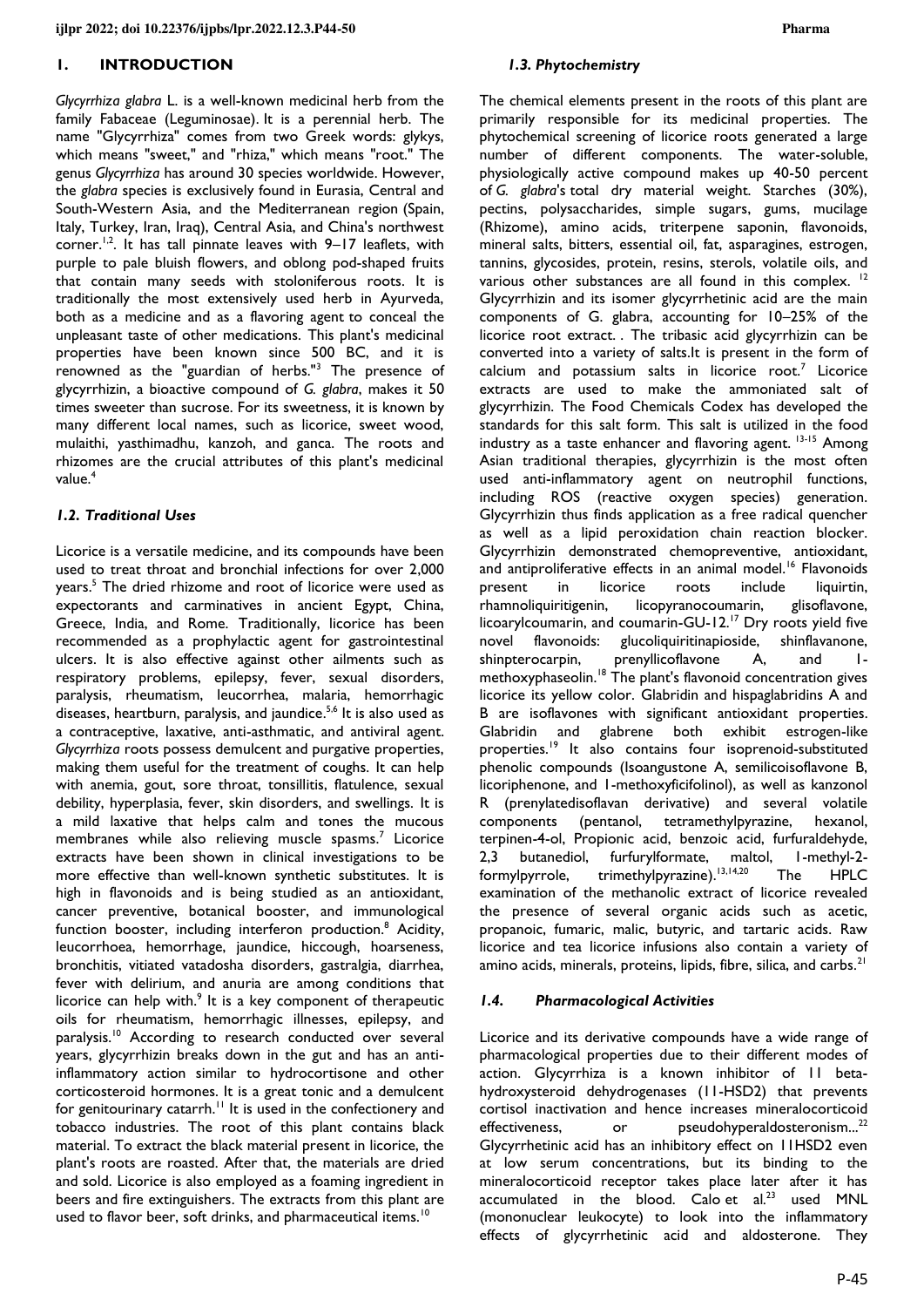## 1. INTRODUCTION

*Glycyrrhiza glabra* L. is a well-known medicinal herb from the family Fabaceae (Leguminosae). It is a perennial herb. The name "Glycyrrhiza" comes from two Greek words: glykys, which means "sweet," and "rhiza," which means "root." The genus *Glycyrrhiza* has around 30 species worldwide. However, the *glabra* species is exclusively found in Eurasia, Central and South-Western Asia, and the Mediterranean region (Spain, Italy, Turkey, Iran, Iraq), Central Asia, and China's northwest corner.[1,2]. It has tall pinnate leaves with 9–17 leaflets, with purple to pale bluish flowers, and oblong pod-shaped fruits that contain many seeds with stoloniferous roots. It is traditionally the most extensively used herb in Ayurveda, both as a medicine and as a flavoring agent to conceal the unpleasant taste of other medications. This plant's medicinal properties have been known since 500 BC, and it is renowned as the "guardian of herbs."[3] The presence of glycyrrhizin, a bioactive compound of *G. glabra*, makes it 50 times sweeter than sucrose. For its sweetness, it is known by many different local names, such as licorice, sweet wood, mulaithi, yasthimadhu, kanzoh, and ganca. The roots and rhizomes are the crucial attributes of this plant's medicinal value.[4]

### 1.2. Traditional Uses

Licorice is a versatile medicine, and its compounds have been used to treat throat and bronchial infections for over 2,000 years.[5] The dried rhizome and root of licorice were used as expectorants and carminatives in ancient Egypt, China, Greece, India, and Rome. Traditionally, licorice has been recommended as a prophylactic agent for gastrointestinal ulcers. It is also effective against other ailments such as respiratory problems, epilepsy, fever, sexual disorders, paralysis, rheumatism, leucorrhea, malaria, hemorrhagic diseases, heartburn, paralysis, and jaundice.[5,6] It is also used as a contraceptive, laxative, anti-asthmatic, and antiviral agent. *Glycyrrhiza* roots possess demulcent and purgative properties, making them useful for the treatment of coughs. It can help with anemia, gout, sore throat, tonsillitis, flatulence, sexual debility, hyperplasia, fever, skin disorders, and swellings. It is a mild laxative that helps calm and tones the mucous membranes while also relieving muscle spasms.[7] Licorice extracts have been shown in clinical investigations to be more effective than well-known synthetic substitutes. It is high in flavonoids and is being studied as an antioxidant, cancer preventive, botanical booster, and immunological function booster, including interferon production.[8] Acidity, leucorrhoea, hemorrhage, jaundice, hiccough, hoarseness, bronchitis, vitiated vatadosha disorders, gastralgia, diarrhea, fever with delirium, and anuria are among conditions that licorice can help with.[9] It is a key component of therapeutic oils for rheumatism, hemorrhagic illnesses, epilepsy, and paralysis.[10] According to research conducted over several years, glycyrrhizin breaks down in the gut and has an anti-inflammatory action similar to hydrocortisone and other corticosteroid hormones. It is a great tonic and a demulcent for genitourinary catarrh.[11] It is used in the confectionery and tobacco industries. The root of this plant contains black material. To extract the black material present in licorice, the plant's roots are roasted. After that, the materials are dried and sold. Licorice is also employed as a foaming ingredient in beers and fire extinguishers. The extracts from this plant are used to flavor beer, soft drinks, and pharmaceutical items.[10]

### 1.3. Phytochemistry

The chemical elements present in the roots of this plant are primarily responsible for its medicinal properties. The phytochemical screening of licorice roots generated a large number of different components. The water-soluble, physiologically active compound makes up 40-50 percent of *G. glabra*'s total dry material weight. Starches (30%), pectins, polysaccharides, simple sugars, gums, mucilage (Rhizome), amino acids, triterpene saponin, flavonoids, mineral salts, bitters, essential oil, fat, asparagines, estrogen, tannins, glycosides, protein, resins, sterols, volatile oils, and various other substances are all found in this complex. [12] Glycyrrhizin and its isomer glycyrrhetinic acid are the main components of G. glabra, accounting for 10–25% of the licorice root extract. . The tribasic acid glycyrrhizin can be converted into a variety of salts.It is present in the form of calcium and potassium salts in licorice root.[7] Licorice extracts are used to make the ammoniated salt of glycyrrhizin. The Food Chemicals Codex has developed the standards for this salt form. This salt is utilized in the food industry as a taste enhancer and flavoring agent. [13-15] Among Asian traditional therapies, glycyrrhizin is the most often used anti-inflammatory agent on neutrophil functions, including ROS (reactive oxygen species) generation. Glycyrrhizin thus finds application as a free radical quencher as well as a lipid peroxidation chain reaction blocker. Glycyrrhizin demonstrated chemopreventive, antioxidant, and antiproliferative effects in an animal model.[16] Flavonoids present in licorice roots include liquirtin, rhamnoliquiritigenin, licopyranocoumarin, glisoflavone, licoarylcoumarin, and coumarin-GU-12.[17] Dry roots yield five novel flavonoids: glucoliquiritinapioside, shinflavanone, shinpterocarpin, prenyllicoflavone A, and 1-methoxyphaseolin.[18] The plant's flavonoid concentration gives licorice its yellow color. Glabridin and hispaglabridins A and B are isoflavones with significant antioxidant properties. Glabridin and glabrene both exhibit estrogen-like properties.[19] It also contains four isoprenoid-substituted phenolic compounds (Isoangustone A, semilicoisoflavone B, licoriphenone, and 1-methoxyficifolinol), as well as kanzonol R (prenylatedisoflavan derivative) and several volatile components (pentanol, tetramethylpyrazine, hexanol, terpinen-4-ol, Propionic acid, benzoic acid, furfuraldehyde, 2,3 butanediol, furfurylformate, maltol, 1-methyl-2-formylpyrrole, trimethylpyrazine).[13,14,20] The HPLC examination of the methanolic extract of licorice revealed the presence of several organic acids such as acetic, propanoic, fumaric, malic, butyric, and tartaric acids. Raw licorice and tea licorice infusions also contain a variety of amino acids, minerals, proteins, lipids, fibre, silica, and carbs.[21]

### 1.4. Pharmacological Activities

Licorice and its derivative compounds have a wide range of pharmacological properties due to their different modes of action. Glycyrrhiza is a known inhibitor of 11 beta-hydroxysteroid dehydrogenases (11-HSD2) that prevents cortisol inactivation and hence increases mineralocorticoid effectiveness, or pseudohyperaldosteronism...[22] Glycyrrhetinic acid has an inhibitory effect on 11HSD2 even at low serum concentrations, but its binding to the mineralocorticoid receptor takes place later after it has accumulated in the blood. Calo et al.[23] used MNL (mononuclear leukocyte) to look into the inflammatory effects of glycyrrhetinic acid and aldosterone. They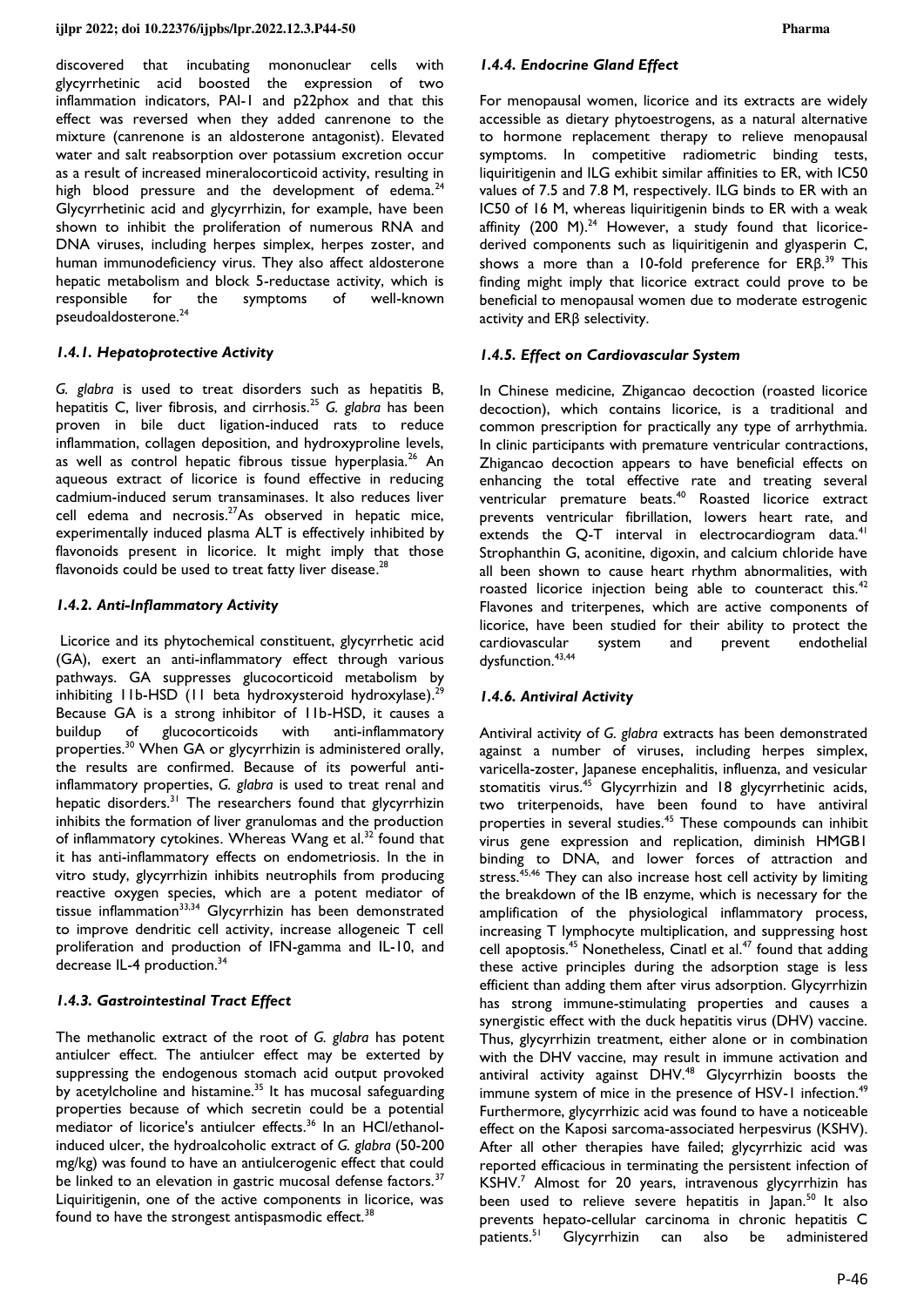discovered that incubating mononuclear cells with glycyrrhetinic acid boosted the expression of two inflammation indicators, PAI-1 and p22phox and that this effect was reversed when they added canrenone to the mixture (canrenone is an aldosterone antagonist). Elevated water and salt reabsorption over potassium excretion occur as a result of increased mineralocorticoid activity, resulting in high blood pressure and the development of edema.[24] Glycyrrhetinic acid and glycyrrhizin, for example, have been shown to inhibit the proliferation of numerous RNA and DNA viruses, including herpes simplex, herpes zoster, and human immunodeficiency virus. They also affect aldosterone hepatic metabolism and block 5-reductase activity, which is responsible for the symptoms of well-known pseudoaldosterone.[24]

### *1.4.1. Hepatoprotective Activity*

*G. glabra* is used to treat disorders such as hepatitis B, hepatitis C, liver fibrosis, and cirrhosis.[25] *G. glabra* has been proven in bile duct ligation-induced rats to reduce inflammation, collagen deposition, and hydroxyproline levels, as well as control hepatic fibrous tissue hyperplasia.[26] An aqueous extract of licorice is found effective in reducing cadmium-induced serum transaminases. It also reduces liver cell edema and necrosis.[27] As observed in hepatic mice, experimentally induced plasma ALT is effectively inhibited by flavonoids present in licorice. It might imply that those flavonoids could be used to treat fatty liver disease.[28]

### *1.4.2. Anti-Inflammatory Activity*

Licorice and its phytochemical constituent, glycyrrhetic acid (GA), exert an anti-inflammatory effect through various pathways. GA suppresses glucocorticoid metabolism by inhibiting 11b-HSD (11 beta hydroxysteroid hydroxylase).[29] Because GA is a strong inhibitor of 11b-HSD, it causes a buildup of glucocorticoids with anti-inflammatory properties.[30] When GA or glycyrrhizin is administered orally, the results are confirmed. Because of its powerful anti-inflammatory properties, *G. glabra* is used to treat renal and hepatic disorders.[31] The researchers found that glycyrrhizin inhibits the formation of liver granulomas and the production of inflammatory cytokines. Whereas Wang et al.[32] found that it has anti-inflammatory effects on endometriosis. In the in vitro study, glycyrrhizin inhibits neutrophils from producing reactive oxygen species, which are a potent mediator of tissue inflammation[33,34] Glycyrrhizin has been demonstrated to improve dendritic cell activity, increase allogeneic T cell proliferation and production of IFN-gamma and IL-10, and decrease IL-4 production.[34]

### *1.4.3. Gastrointestinal Tract Effect*

The methanolic extract of the root of *G. glabra* has potent antiulcer effect. The antiulcer effect may be exterted by suppressing the endogenous stomach acid output provoked by acetylcholine and histamine.[35] It has mucosal safeguarding properties because of which secretin could be a potential mediator of licorice's antiulcer effects.[36] In an HCl/ethanol-induced ulcer, the hydroalcoholic extract of *G. glabra* (50-200 mg/kg) was found to have an antiulcerogenic effect that could be linked to an elevation in gastric mucosal defense factors.[37] Liquiritigenin, one of the active components in licorice, was found to have the strongest antispasmodic effect.[38]

### *1.4.4. Endocrine Gland Effect*

For menopausal women, licorice and its extracts are widely accessible as dietary phytoestrogens, as a natural alternative to hormone replacement therapy to relieve menopausal symptoms. In competitive radiometric binding tests, liquiritigenin and ILG exhibit similar affinities to ER, with IC50 values of 7.5 and 7.8 M, respectively. ILG binds to ER with an IC50 of 16 M, whereas liquiritigenin binds to ER with a weak affinity (200 M).[24] However, a study found that licorice-derived components such as liquiritigenin and glyasperin C, shows a more than a 10-fold preference for ERβ.[39] This finding might imply that licorice extract could prove to be beneficial to menopausal women due to moderate estrogenic activity and ERβ selectivity.

### *1.4.5. Effect on Cardiovascular System*

In Chinese medicine, Zhigancao decoction (roasted licorice decoction), which contains licorice, is a traditional and common prescription for practically any type of arrhythmia. In clinic participants with premature ventricular contractions, Zhigancao decoction appears to have beneficial effects on enhancing the total effective rate and treating several ventricular premature beats.[40] Roasted licorice extract prevents ventricular fibrillation, lowers heart rate, and extends the Q-T interval in electrocardiogram data.[41] Strophanthin G, aconitine, digoxin, and calcium chloride have all been shown to cause heart rhythm abnormalities, with roasted licorice injection being able to counteract this.[42] Flavones and triterpenes, which are active components of licorice, have been studied for their ability to protect the cardiovascular system and prevent endothelial dysfunction.[43,44]

### *1.4.6. Antiviral Activity*

Antiviral activity of *G. glabra* extracts has been demonstrated against a number of viruses, including herpes simplex, varicella-zoster, Japanese encephalitis, influenza, and vesicular stomatitis virus.[45] Glycyrrhizin and 18 glycyrrhetinic acids, two triterpenoids, have been found to have antiviral properties in several studies.[45] These compounds can inhibit virus gene expression and replication, diminish HMGB1 binding to DNA, and lower forces of attraction and stress.[45,46] They can also increase host cell activity by limiting the breakdown of the IB enzyme, which is necessary for the amplification of the physiological inflammatory process, increasing T lymphocyte multiplication, and suppressing host cell apoptosis.[45] Nonetheless, Cinatl et al.[47] found that adding these active principles during the adsorption stage is less efficient than adding them after virus adsorption. Glycyrrhizin has strong immune-stimulating properties and causes a synergistic effect with the duck hepatitis virus (DHV) vaccine. Thus, glycyrrhizin treatment, either alone or in combination with the DHV vaccine, may result in immune activation and antiviral activity against DHV.[48] Glycyrrhizin boosts the immune system of mice in the presence of HSV-1 infection.[49] Furthermore, glycyrrhizic acid was found to have a noticeable effect on the Kaposi sarcoma-associated herpesvirus (KSHV). After all other therapies have failed; glycyrrhizic acid was reported efficacious in terminating the persistent infection of KSHV.[7] Almost for 20 years, intravenous glycyrrhizin has been used to relieve severe hepatitis in Japan.[50] It also prevents hepato-cellular carcinoma in chronic hepatitis C patients.[51] Glycyrrhizin can also be administered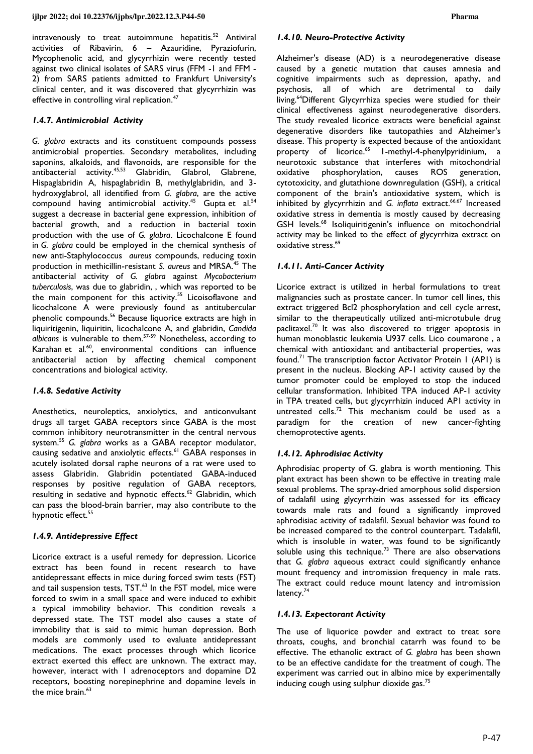intravenously to treat autoimmune hepatitis.[52] Antiviral activities of Ribavirin, 6 – Azauridine, Pyraziofurin, Mycophenolic acid, and glycyrrhizin were recently tested against two clinical isolates of SARS virus (FFM -1 and FFM - 2) from SARS patients admitted to Frankfurt University's clinical center, and it was discovered that glycyrrhizin was effective in controlling viral replication.[47]

### *1.4.7. Antimicrobial Activity*

*G. glabra* extracts and its constituent compounds possess antimicrobial properties. Secondary metabolites, including saponins, alkaloids, and flavonoids, are responsible for the antibacterial activity.[45,53] Glabridin, Glabrol, Glabrene, Hispaglabridin A, hispaglabridin B, methylglabridin, and 3-hydroxyglabrol, all identified from *G. glabra*, are the active compound having antimicrobial activity.[45] Gupta et al.[54] suggest a decrease in bacterial gene expression, inhibition of bacterial growth, and a reduction in bacterial toxin production with the use of *G. glabra*. Licochalcone E found in *G. glabra* could be employed in the chemical synthesis of new anti-Staphylococcus *aureus* compounds, reducing toxin production in methicillin-resistant *S. aureus* and MRSA.[45] The antibacterial activity of *G. glabra* against *Mycobacterium tuberculosis*, was due to glabridin, , which was reported to be the main component for this activity.[55] Licoisoflavone and licochalcone A were previously found as antitubercular phenolic compounds.[56] Because liquorice extracts are high in liquiritigenin, liquiritin, licochalcone A, and glabridin, *Candida albicans* is vulnerable to them.[57-59] Nonetheless, according to Karahan et al.[60], environmental conditions can influence antibacterial action by affecting chemical component concentrations and biological activity.

### *1.4.8. Sedative Activity*

Anesthetics, neuroleptics, anxiolytics, and anticonvulsant drugs all target GABA receptors since GABA is the most common inhibitory neurotransmitter in the central nervous system.[55] *G. glabra* works as a GABA receptor modulator, causing sedative and anxiolytic effects.[61] GABA responses in acutely isolated dorsal raphe neurons of a rat were used to assess Glabridin. Glabridin potentiated GABA-induced responses by positive regulation of GABA receptors, resulting in sedative and hypnotic effects.[62] Glabridin, which can pass the blood-brain barrier, may also contribute to the hypnotic effect.[55]

### *1.4.9. Antidepressive Effect*

Licorice extract is a useful remedy for depression. Licorice extract has been found in recent research to have antidepressant effects in mice during forced swim tests (FST) and tail suspension tests, TST.[63] In the FST model, mice were forced to swim in a small space and were induced to exhibit a typical immobility behavior. This condition reveals a depressed state. The TST model also causes a state of immobility that is said to mimic human depression. Both models are commonly used to evaluate antidepressant medications. The exact processes through which licorice extract exerted this effect are unknown. The extract may, however, interact with 1 adrenoceptors and dopamine D2 receptors, boosting norepinephrine and dopamine levels in the mice brain.[63]

### *1.4.10. Neuro-Protective Activity*

Alzheimer's disease (AD) is a neurodegenerative disease caused by a genetic mutation that causes amnesia and cognitive impairments such as depression, apathy, and psychosis, all of which are detrimental to daily living.[64]Different Glycyrrhiza species were studied for their clinical effectiveness against neurodegenerative disorders. The study revealed licorice extracts were beneficial against degenerative disorders like tautopathies and Alzheimer's disease. This property is expected because of the antioxidant property of licorice.[65] 1-methyl-4-phenylpyridinium, a neurotoxic substance that interferes with mitochondrial oxidative phosphorylation, causes ROS generation, cytotoxicity, and glutathione downregulation (GSH), a critical component of the brain's antioxidative system, which is inhibited by glycyrrhizin and *G. inflata* extract.[66,67] Increased oxidative stress in dementia is mostly caused by decreasing GSH levels.[68] Isoliquiritigenin's influence on mitochondrial activity may be linked to the effect of glycyrrhiza extract on oxidative stress.[69]

### *1.4.11. Anti-Cancer Activity*

Licorice extract is utilized in herbal formulations to treat malignancies such as prostate cancer. In tumor cell lines, this extract triggered Bcl2 phosphorylation and cell cycle arrest, similar to the therapeutically utilized anti-microtubule drug paclitaxel.[70] It was also discovered to trigger apoptosis in human monoblastic leukemia U937 cells. Lico coumarone , a chemical with antioxidant and antibacterial properties, was found.[71] The transcription factor Activator Protein 1 (AP1) is present in the nucleus. Blocking AP-1 activity caused by the tumor promoter could be employed to stop the induced cellular transformation. Inhibited TPA induced AP-1 activity in TPA treated cells, but glycyrrhizin induced AP1 activity in untreated cells.[72] This mechanism could be used as a paradigm for the creation of new cancer-fighting chemoprotective agents.

### *1.4.12. Aphrodisiac Activity*

Aphrodisiac property of G. glabra is worth mentioning. This plant extract has been shown to be effective in treating male sexual problems. The spray-dried amorphous solid dispersion of tadalafil using glycyrrhizin was assessed for its efficacy towards male rats and found a significantly improved aphrodisiac activity of tadalafil. Sexual behavior was found to be increased compared to the control counterpart. Tadalafil, which is insoluble in water, was found to be significantly soluble using this technique.[73] There are also observations that *G. glabra* aqueous extract could significantly enhance mount frequency and intromission frequency in male rats. The extract could reduce mount latency and intromission latency.[74]

### *1.4.13. Expectorant Activity*

The use of liquorice powder and extract to treat sore throats, coughs, and bronchial catarrh was found to be effective. The ethanolic extract of *G. glabra* has been shown to be an effective candidate for the treatment of cough. The experiment was carried out in albino mice by experimentally inducing cough using sulphur dioxide gas.[75]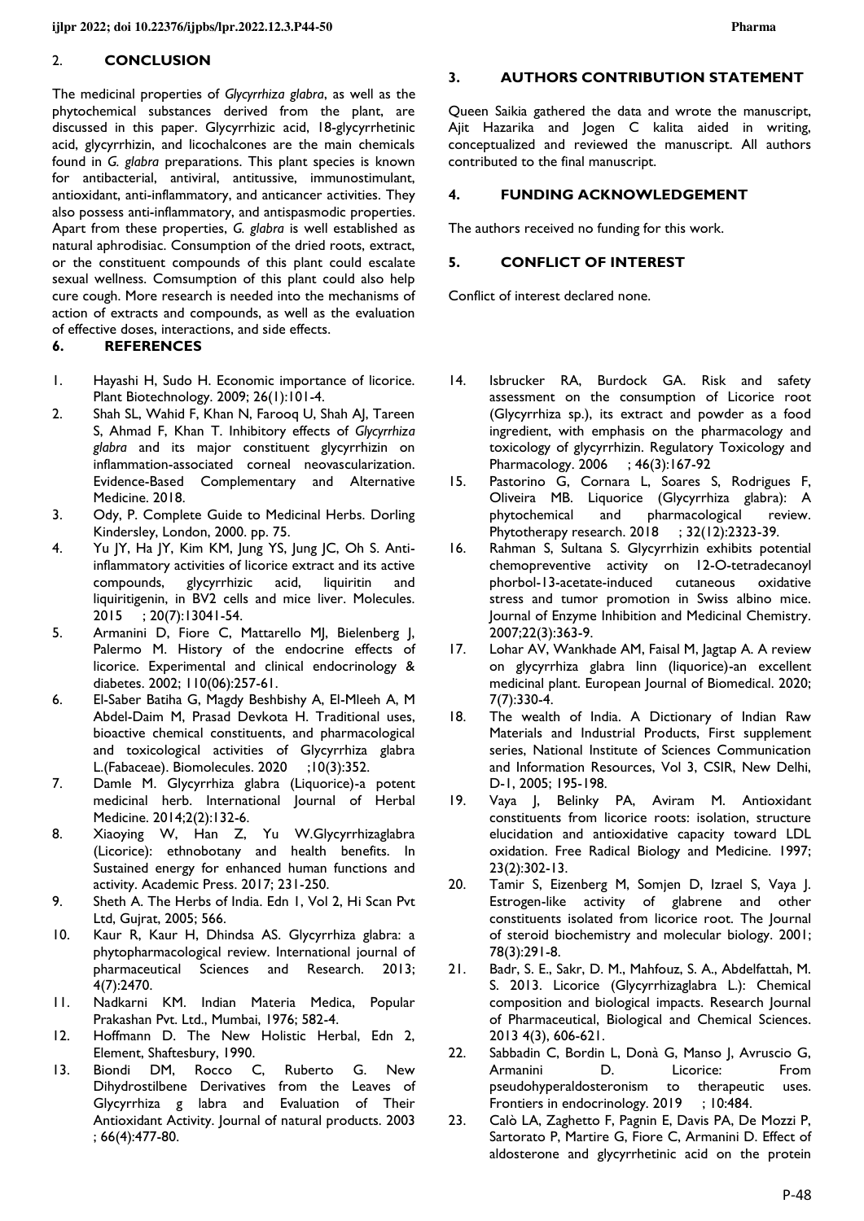## 2. CONCLUSION

The medicinal properties of *Glycyrrhiza glabra*, as well as the phytochemical substances derived from the plant, are discussed in this paper. Glycyrrhizic acid, 18-glycyrrhetinic acid, glycyrrhizin, and licochalcones are the main chemicals found in *G. glabra* preparations. This plant species is known for antibacterial, antiviral, antitussive, immunostimulant, antioxidant, anti-inflammatory, and anticancer activities. They also possess anti-inflammatory, and antispasmodic properties. Apart from these properties, *G. glabra* is well established as natural aphrodisiac. Consumption of the dried roots, extract, or the constituent compounds of this plant could escalate sexual wellness. Comsumption of this plant could also help cure cough. More research is needed into the mechanisms of action of extracts and compounds, as well as the evaluation of effective doses, interactions, and side effects.

## 3. AUTHORS CONTRIBUTION STATEMENT

Queen Saikia gathered the data and wrote the manuscript, Ajit Hazarika and Jogen C kalita aided in writing, conceptualized and reviewed the manuscript. All authors contributed to the final manuscript.

## 4. FUNDING ACKNOWLEDGEMENT

The authors received no funding for this work.

## 5. CONFLICT OF INTEREST

Conflict of interest declared none.

## 6. REFERENCES

1. Hayashi H, Sudo H. Economic importance of licorice. Plant Biotechnology. 2009; 26(1):101-4.
2. Shah SL, Wahid F, Khan N, Farooq U, Shah AJ, Tareen S, Ahmad F, Khan T. Inhibitory effects of *Glycyrrhiza glabra* and its major constituent glycyrrhizin on inflammation-associated corneal neovascularization. Evidence-Based Complementary and Alternative Medicine. 2018.
3. Ody, P. Complete Guide to Medicinal Herbs. Dorling Kindersley, London, 2000. pp. 75.
4. Yu JY, Ha JY, Kim KM, Jung YS, Jung JC, Oh S. Anti-inflammatory activities of licorice extract and its active compounds, glycyrrhizic acid, liquiritin and liquiritigenin, in BV2 cells and mice liver. Molecules. 2015 ; 20(7):13041-54.
5. Armanini D, Fiore C, Mattarello MJ, Bielenberg J, Palermo M. History of the endocrine effects of licorice. Experimental and clinical endocrinology & diabetes. 2002; 110(06):257-61.
6. El-Saber Batiha G, Magdy Beshbishy A, El-Mleeh A, M Abdel-Daim M, Prasad Devkota H. Traditional uses, bioactive chemical constituents, and pharmacological and toxicological activities of Glycyrrhiza glabra L.(Fabaceae). Biomolecules. 2020 ;10(3):352.
7. Damle M. Glycyrrhiza glabra (Liquorice)-a potent medicinal herb. International Journal of Herbal Medicine. 2014;2(2):132-6.
8. Xiaoying W, Han Z, Yu W.Glycyrrhizaglabra (Licorice): ethnobotany and health benefits. In Sustained energy for enhanced human functions and activity. Academic Press. 2017; 231-250.
9. Sheth A. The Herbs of India. Edn 1, Vol 2, Hi Scan Pvt Ltd, Gujrat, 2005; 566.
10. Kaur R, Kaur H, Dhindsa AS. Glycyrrhiza glabra: a phytopharmacological review. International journal of pharmaceutical Sciences and Research. 2013; 4(7):2470.
11. Nadkarni KM. Indian Materia Medica, Popular Prakashan Pvt. Ltd., Mumbai, 1976; 582-4.
12. Hoffmann D. The New Holistic Herbal, Edn 2, Element, Shaftesbury, 1990.
13. Biondi DM, Rocco C, Ruberto G. New Dihydrostilbene Derivatives from the Leaves of Glycyrrhiza g labra and Evaluation of Their Antioxidant Activity. Journal of natural products. 2003 ; 66(4):477-80.
14. Isbrucker RA, Burdock GA. Risk and safety assessment on the consumption of Licorice root (Glycyrrhiza sp.), its extract and powder as a food ingredient, with emphasis on the pharmacology and toxicology of glycyrrhizin. Regulatory Toxicology and Pharmacology. 2006 ; 46(3):167-92
15. Pastorino G, Cornara L, Soares S, Rodrigues F, Oliveira MB. Liquorice (Glycyrrhiza glabra): A phytochemical and pharmacological review. Phytotherapy research. 2018 ; 32(12):2323-39.
16. Rahman S, Sultana S. Glycyrrhizin exhibits potential chemopreventive activity on 12-O-tetradecanoyl phorbol-13-acetate-induced cutaneous oxidative stress and tumor promotion in Swiss albino mice. Journal of Enzyme Inhibition and Medicinal Chemistry. 2007;22(3):363-9.
17. Lohar AV, Wankhade AM, Faisal M, Jagtap A. A review on glycyrrhiza glabra linn (liquorice)-an excellent medicinal plant. European Journal of Biomedical. 2020; 7(7):330-4.
18. The wealth of India. A Dictionary of Indian Raw Materials and Industrial Products, First supplement series, National Institute of Sciences Communication and Information Resources, Vol 3, CSIR, New Delhi, D-1, 2005; 195-198.
19. Vaya J, Belinky PA, Aviram M. Antioxidant constituents from licorice roots: isolation, structure elucidation and antioxidative capacity toward LDL oxidation. Free Radical Biology and Medicine. 1997; 23(2):302-13.
20. Tamir S, Eizenberg M, Somjen D, Izrael S, Vaya J. Estrogen-like activity of glabrene and other constituents isolated from licorice root. The Journal of steroid biochemistry and molecular biology. 2001; 78(3):291-8.
21. Badr, S. E., Sakr, D. M., Mahfouz, S. A., Abdelfattah, M. S. 2013. Licorice (Glycyrrhizaglabra L.): Chemical composition and biological impacts. Research Journal of Pharmaceutical, Biological and Chemical Sciences. 2013 4(3), 606-621.
22. Sabbadin C, Bordin L, Donà G, Manso J, Avruscio G, Armanini D. Licorice: From pseudohyperaldosteronism to therapeutic uses. Frontiers in endocrinology. 2019 ; 10:484.
23. Calò LA, Zaghetto F, Pagnin E, Davis PA, De Mozzi P, Sartorato P, Martire G, Fiore C, Armanini D. Effect of aldosterone and glycyrrhetinic acid on the protein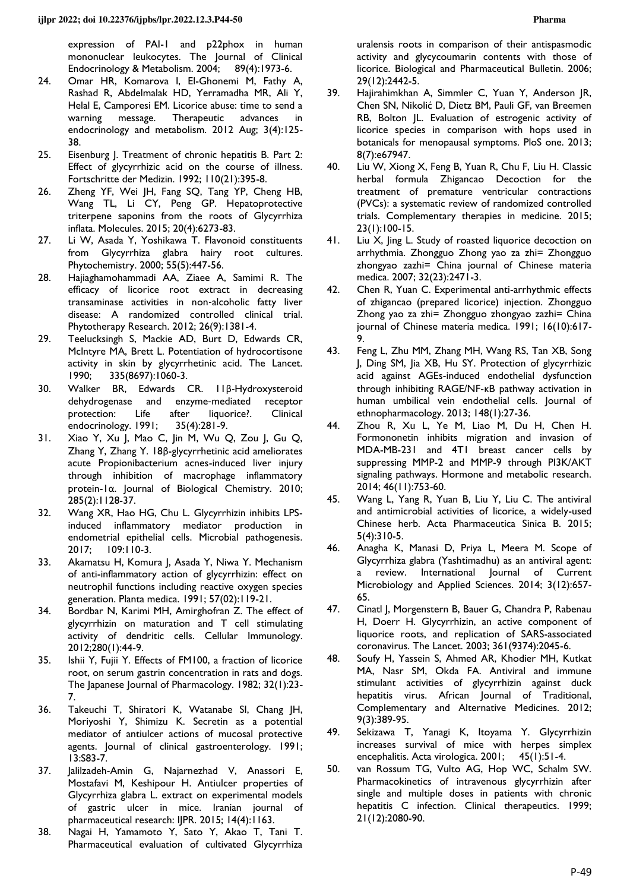expression of PAI-1 and p22phox in human mononuclear leukocytes. The Journal of Clinical Endocrinology & Metabolism. 2004; 89(4):1973-6.

24. Omar HR, Komarova I, El-Ghonemi M, Fathy A, Rashad R, Abdelmalak HD, Yerramadha MR, Ali Y, Helal E, Camporesi EM. Licorice abuse: time to send a warning message. Therapeutic advances in endocrinology and metabolism. 2012 Aug; 3(4):125-38.
25. Eisenburg J. Treatment of chronic hepatitis B. Part 2: Effect of glycyrrhizic acid on the course of illness. Fortschritte der Medizin. 1992; 110(21):395-8.
26. Zheng YF, Wei JH, Fang SQ, Tang YP, Cheng HB, Wang TL, Li CY, Peng GP. Hepatoprotective triterpene saponins from the roots of Glycyrrhiza inflata. Molecules. 2015; 20(4):6273-83.
27. Li W, Asada Y, Yoshikawa T. Flavonoid constituents from Glycyrrhiza glabra hairy root cultures. Phytochemistry. 2000; 55(5):447-56.
28. Hajiaghamohammadi AA, Ziaee A, Samimi R. The efficacy of licorice root extract in decreasing transaminase activities in non-alcoholic fatty liver disease: A randomized controlled clinical trial. Phytotherapy Research. 2012; 26(9):1381-4.
29. Teelucksingh S, Mackie AD, Burt D, Edwards CR, McIntyre MA, Brett L. Potentiation of hydrocortisone activity in skin by glycyrrhetinic acid. The Lancet. 1990; 335(8697):1060-3.
30. Walker BR, Edwards CR. 11β-Hydroxysteroid dehydrogenase and enzyme-mediated receptor protection: Life after liquorice?. Clinical endocrinology. 1991; 35(4):281-9.
31. Xiao Y, Xu J, Mao C, Jin M, Wu Q, Zou J, Gu Q, Zhang Y, Zhang Y. 18β-glycyrrhetinic acid ameliorates acute Propionibacterium acnes-induced liver injury through inhibition of macrophage inflammatory protein-1α. Journal of Biological Chemistry. 2010; 285(2):1128-37.
32. Wang XR, Hao HG, Chu L. Glycyrrhizin inhibits LPS-induced inflammatory mediator production in endometrial epithelial cells. Microbial pathogenesis. 2017; 109:110-3.
33. Akamatsu H, Komura J, Asada Y, Niwa Y. Mechanism of anti-inflammatory action of glycyrrhizin: effect on neutrophil functions including reactive oxygen species generation. Planta medica. 1991; 57(02):119-21.
34. Bordbar N, Karimi MH, Amirghofran Z. The effect of glycyrrhizin on maturation and T cell stimulating activity of dendritic cells. Cellular Immunology. 2012;280(1):44-9.
35. Ishii Y, Fujii Y. Effects of FM100, a fraction of licorice root, on serum gastrin concentration in rats and dogs. The Japanese Journal of Pharmacology. 1982; 32(1):23-7.
36. Takeuchi T, Shiratori K, Watanabe SI, Chang JH, Moriyoshi Y, Shimizu K. Secretin as a potential mediator of antiulcer actions of mucosal protective agents. Journal of clinical gastroenterology. 1991; 13:S83-7.
37. Jalilzadeh-Amin G, Najarnezhad V, Anassori E, Mostafavi M, Keshipour H. Antiulcer properties of Glycyrrhiza glabra L. extract on experimental models of gastric ulcer in mice. Iranian journal of pharmaceutical research: IJPR. 2015; 14(4):1163.
38. Nagai H, Yamamoto Y, Sato Y, Akao T, Tani T. Pharmaceutical evaluation of cultivated Glycyrrhiza uralensis roots in comparison of their antispasmodic activity and glycycoumarin contents with those of licorice. Biological and Pharmaceutical Bulletin. 2006; 29(12):2442-5.
39. Hajirahimkhan A, Simmler C, Yuan Y, Anderson JR, Chen SN, Nikolić D, Dietz BM, Pauli GF, van Breemen RB, Bolton JL. Evaluation of estrogenic activity of licorice species in comparison with hops used in botanicals for menopausal symptoms. PloS one. 2013; 8(7):e67947.
40. Liu W, Xiong X, Feng B, Yuan R, Chu F, Liu H. Classic herbal formula Zhigancao Decoction for the treatment of premature ventricular contractions (PVCs): a systematic review of randomized controlled trials. Complementary therapies in medicine. 2015; 23(1):100-15.
41. Liu X, Jing L. Study of roasted liquorice decoction on arrhythmia. Zhongguo Zhong yao za zhi= Zhongguo zhongyao zazhi= China journal of Chinese materia medica. 2007; 32(23):2471-3.
42. Chen R, Yuan C. Experimental anti-arrhythmic effects of zhigancao (prepared licorice) injection. Zhongguo Zhong yao za zhi= Zhongguo zhongyao zazhi= China journal of Chinese materia medica. 1991; 16(10):617-9.
43. Feng L, Zhu MM, Zhang MH, Wang RS, Tan XB, Song J, Ding SM, Jia XB, Hu SY. Protection of glycyrrhizic acid against AGEs-induced endothelial dysfunction through inhibiting RAGE/NF-κB pathway activation in human umbilical vein endothelial cells. Journal of ethnopharmacology. 2013; 148(1):27-36.
44. Zhou R, Xu L, Ye M, Liao M, Du H, Chen H. Formononetin inhibits migration and invasion of MDA-MB-231 and 4T1 breast cancer cells by suppressing MMP-2 and MMP-9 through PI3K/AKT signaling pathways. Hormone and metabolic research. 2014; 46(11):753-60.
45. Wang L, Yang R, Yuan B, Liu Y, Liu C. The antiviral and antimicrobial activities of licorice, a widely-used Chinese herb. Acta Pharmaceutica Sinica B. 2015; 5(4):310-5.
46. Anagha K, Manasi D, Priya L, Meera M. Scope of Glycyrrhiza glabra (Yashtimadhu) as an antiviral agent: a review. International Journal of Current Microbiology and Applied Sciences. 2014; 3(12):657-65.
47. Cinatl J, Morgenstern B, Bauer G, Chandra P, Rabenau H, Doerr H. Glycyrrhizin, an active component of liquorice roots, and replication of SARS-associated coronavirus. The Lancet. 2003; 361(9374):2045-6.
48. Soufy H, Yassein S, Ahmed AR, Khodier MH, Kutkat MA, Nasr SM, Okda FA. Antiviral and immune stimulant activities of glycyrrhizin against duck hepatitis virus. African Journal of Traditional, Complementary and Alternative Medicines. 2012; 9(3):389-95.
49. Sekizawa T, Yanagi K, Itoyama Y. Glycyrrhizin increases survival of mice with herpes simplex encephalitis. Acta virologica. 2001; 45(1):51-4.
50. van Rossum TG, Vulto AG, Hop WC, Schalm SW. Pharmacokinetics of intravenous glycyrrhizin after single and multiple doses in patients with chronic hepatitis C infection. Clinical therapeutics. 1999; 21(12):2080-90.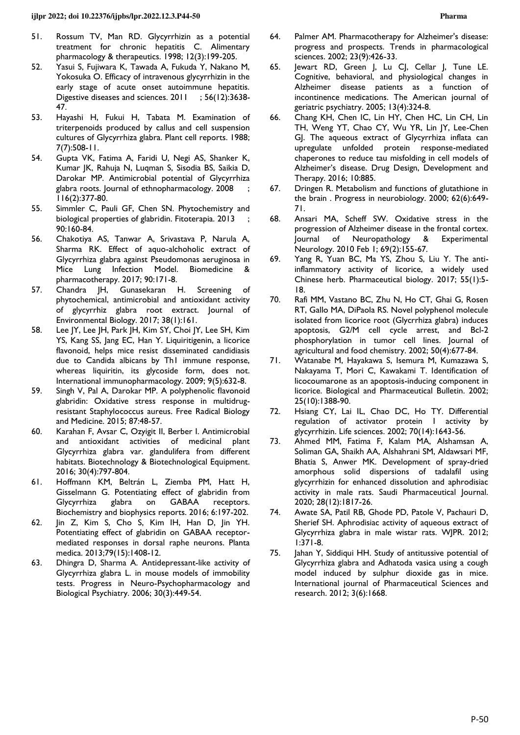51. Rossum TV, Man RD. Glycyrrhizin as a potential treatment for chronic hepatitis C. Alimentary pharmacology & therapeutics. 1998; 12(3):199-205.
52. Yasui S, Fujiwara K, Tawada A, Fukuda Y, Nakano M, Yokosuka O. Efficacy of intravenous glycyrrhizin in the early stage of acute onset autoimmune hepatitis. Digestive diseases and sciences. 2011 ; 56(12):3638-47.
53. Hayashi H, Fukui H, Tabata M. Examination of triterpenoids produced by callus and cell suspension cultures of Glycyrrhiza glabra. Plant cell reports. 1988; 7(7):508-11.
54. Gupta VK, Fatima A, Faridi U, Negi AS, Shanker K, Kumar JK, Rahuja N, Luqman S, Sisodia BS, Saikia D, Darokar MP. Antimicrobial potential of Glycyrrhiza glabra roots. Journal of ethnopharmacology. 2008 ; 116(2):377-80.
55. Simmler C, Pauli GF, Chen SN. Phytochemistry and biological properties of glabridin. Fitoterapia. 2013 ; 90:160-84.
56. Chakotiya AS, Tanwar A, Srivastava P, Narula A, Sharma RK. Effect of aquo-alchoholic extract of Glycyrrhiza glabra against Pseudomonas aeruginosa in Mice Lung Infection Model. Biomedicine & pharmacotherapy. 2017; 90:171-8.
57. Chandra JH, Gunasekaran H. Screening of phytochemical, antimicrobial and antioxidant activity of glycyrrhiz glabra root extract. Journal of Environmental Biology. 2017; 38(1):161.
58. Lee JY, Lee JH, Park JH, Kim SY, Choi JY, Lee SH, Kim YS, Kang SS, Jang EC, Han Y. Liquiritigenin, a licorice flavonoid, helps mice resist disseminated candidiasis due to Candida albicans by Th1 immune response, whereas liquiritin, its glycoside form, does not. International immunopharmacology. 2009; 9(5):632-8.
59. Singh V, Pal A, Darokar MP. A polyphenolic flavonoid glabridin: Oxidative stress response in multidrug-resistant Staphylococcus aureus. Free Radical Biology and Medicine. 2015; 87:48-57.
60. Karahan F, Avsar C, Ozyigit II, Berber I. Antimicrobial and antioxidant activities of medicinal plant Glycyrrhiza glabra var. glandulifera from different habitats. Biotechnology & Biotechnological Equipment. 2016; 30(4):797-804.
61. Hoffmann KM, Beltrán L, Ziemba PM, Hatt H, Gisselmann G. Potentiating effect of glabridin from Glycyrrhiza glabra on GABAA receptors. Biochemistry and biophysics reports. 2016; 6:197-202.
62. Jin Z, Kim S, Cho S, Kim IH, Han D, Jin YH. Potentiating effect of glabridin on GABAA receptor-mediated responses in dorsal raphe neurons. Planta medica. 2013;79(15):1408-12.
63. Dhingra D, Sharma A. Antidepressant-like activity of Glycyrrhiza glabra L. in mouse models of immobility tests. Progress in Neuro-Psychopharmacology and Biological Psychiatry. 2006; 30(3):449-54.
64. Palmer AM. Pharmacotherapy for Alzheimer's disease: progress and prospects. Trends in pharmacological sciences. 2002; 23(9):426-33.
65. Jewart RD, Green J, Lu CJ, Cellar J, Tune LE. Cognitive, behavioral, and physiological changes in Alzheimer disease patients as a function of incontinence medications. The American journal of geriatric psychiatry. 2005; 13(4):324-8.
66. Chang KH, Chen IC, Lin HY, Chen HC, Lin CH, Lin TH, Weng YT, Chao CY, Wu YR, Lin JY, Lee-Chen GJ. The aqueous extract of Glycyrrhiza inflata can upregulate unfolded protein response-mediated chaperones to reduce tau misfolding in cell models of Alzheimer's disease. Drug Design, Development and Therapy. 2016; 10:885.
67. Dringen R. Metabolism and functions of glutathione in the brain . Progress in neurobiology. 2000; 62(6):649-71.
68. Ansari MA, Scheff SW. Oxidative stress in the progression of Alzheimer disease in the frontal cortex. Journal of Neuropathology & Experimental Neurology. 2010 Feb 1; 69(2):155-67.
69. Yang R, Yuan BC, Ma YS, Zhou S, Liu Y. The anti-inflammatory activity of licorice, a widely used Chinese herb. Pharmaceutical biology. 2017; 55(1):5-18.
70. Rafi MM, Vastano BC, Zhu N, Ho CT, Ghai G, Rosen RT, Gallo MA, DiPaola RS. Novel polyphenol molecule isolated from licorice root (Glycrrhiza glabra) induces apoptosis, G2/M cell cycle arrest, and Bcl-2 phosphorylation in tumor cell lines. Journal of agricultural and food chemistry. 2002; 50(4):677-84.
71. Watanabe M, Hayakawa S, Isemura M, Kumazawa S, Nakayama T, Mori C, Kawakami T. Identification of licocoumarone as an apoptosis-inducing component in licorice. Biological and Pharmaceutical Bulletin. 2002; 25(10):1388-90.
72. Hsiang CY, Lai IL, Chao DC, Ho TY. Differential regulation of activator protein 1 activity by glycyrrhizin. Life sciences. 2002; 70(14):1643-56.
73. Ahmed MM, Fatima F, Kalam MA, Alshamsan A, Soliman GA, Shaikh AA, Alshahrani SM, Aldawsari MF, Bhatia S, Anwer MK. Development of spray-dried amorphous solid dispersions of tadalafil using glycyrrhizin for enhanced dissolution and aphrodisiac activity in male rats. Saudi Pharmaceutical Journal. 2020; 28(12):1817-26.
74. Awate SA, Patil RB, Ghode PD, Patole V, Pachauri D, Sherief SH. Aphrodisiac activity of aqueous extract of Glycyrrhiza glabra in male wistar rats. WJPR. 2012; 1:371-8.
75. Jahan Y, Siddiqui HH. Study of antitussive potential of Glycyrrhiza glabra and Adhatoda vasica using a cough model induced by sulphur dioxide gas in mice. International journal of Pharmaceutical Sciences and research. 2012; 3(6):1668.